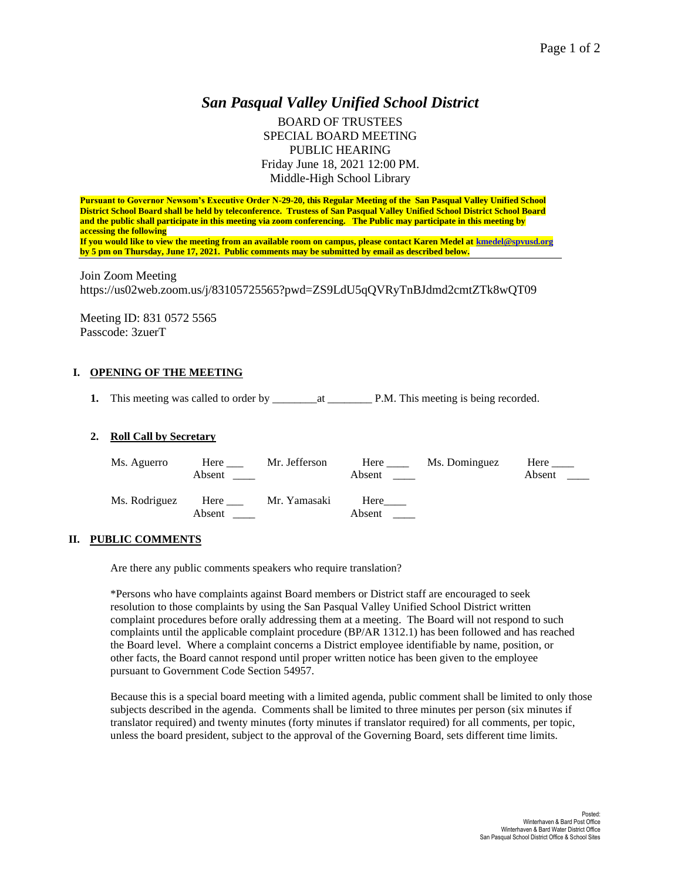# *San Pasqual Valley Unified School District*

BOARD OF TRUSTEES
SPECIAL BOARD MEETING
PUBLIC HEARING
Friday June 18, 2021 12:00 PM.
Middle-High School Library

**Pursuant to Governor Newsom's Executive Order N-29-20, this Regular Meeting of the San Pasqual Valley Unified School District School Board shall be held by teleconference. Trustess of San Pasqual Valley Unified School District School Board and the public shall participate in this meeting via zoom conferencing. The Public may participate in this meeting by accessing the following**
**If you would like to view the meeting from an available room on campus, please contact Karen Medel at kmedel@spvusd.org by 5 pm on Thursday, June 17, 2021. Public comments may be submitted by email as described below.**

Join Zoom Meeting
https://us02web.zoom.us/j/83105725565?pwd=ZS9LdU5qQVRyTnBJdmd2cmtZTk8wQT09

Meeting ID: 831 0572 5565
Passcode: 3zuerT

## I. OPENING OF THE MEETING

**1.** This meeting was called to order by ________at ________ P.M. This meeting is being recorded.

**2. Roll Call by Secretary**

| | | | | | |
|---|---|---|---|---|---|
| Ms. Aguerro | Here ___ Absent ____ | Mr. Jefferson | Here ____ Absent ____ | Ms. Dominguez | Here ____ Absent ____ |
| Ms. Rodriguez | Here ___ Absent ____ | Mr. Yamasaki | Here____ Absent ____ | | |

## II. PUBLIC COMMENTS

Are there any public comments speakers who require translation?

*Persons who have complaints against Board members or District staff are encouraged to seek resolution to those complaints by using the San Pasqual Valley Unified School District written complaint procedures before orally addressing them at a meeting. The Board will not respond to such complaints until the applicable complaint procedure (BP/AR 1312.1) has been followed and has reached the Board level. Where a complaint concerns a District employee identifiable by name, position, or other facts, the Board cannot respond until proper written notice has been given to the employee pursuant to Government Code Section 54957.

Because this is a special board meeting with a limited agenda, public comment shall be limited to only those subjects described in the agenda. Comments shall be limited to three minutes per person (six minutes if translator required) and twenty minutes (forty minutes if translator required) for all comments, per topic, unless the board president, subject to the approval of the Governing Board, sets different time limits.

Posted:
Winterhaven & Bard Post Office
Winterhaven & Bard Water District Office
San Pasqual School District Office & School Sites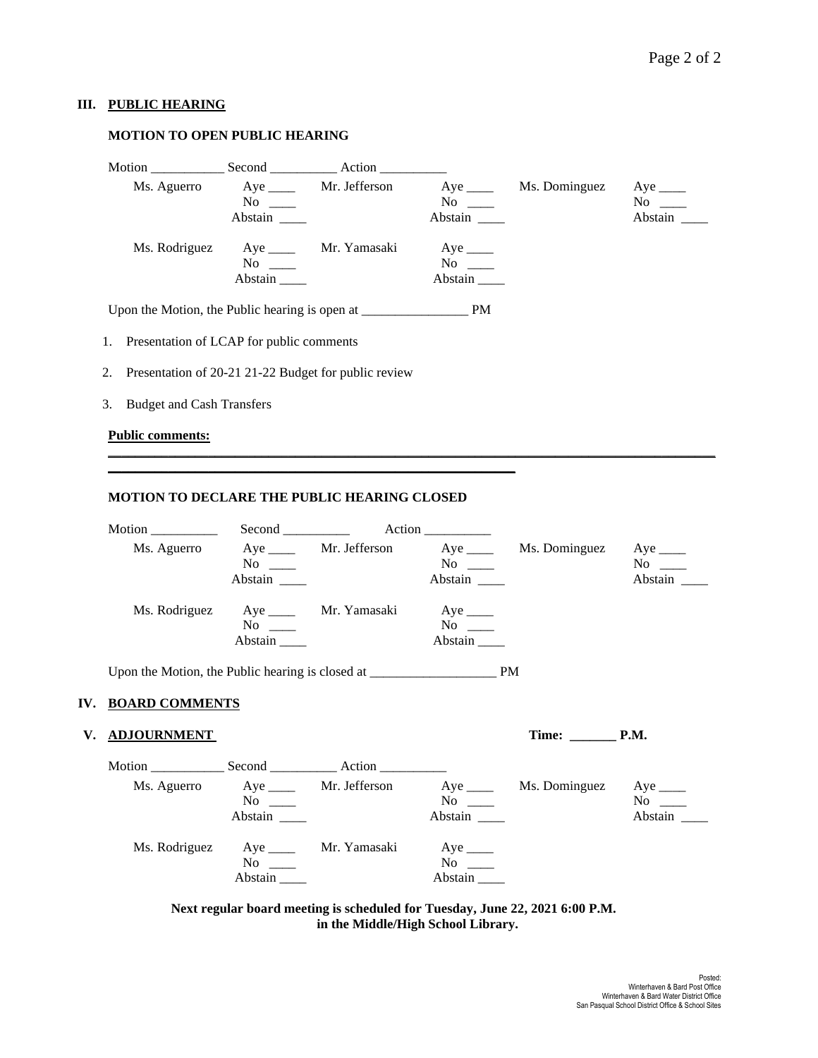## III. PUBLIC HEARING

**MOTION TO OPEN PUBLIC HEARING**

Motion ___________ Second __________ Action __________

| | | | | | |
|---|---|---|---|---|---|
| Ms. Aguerro | Aye ____<br>No ____<br>Abstain ____ | Mr. Jefferson | Aye ____<br>No ____<br>Abstain ____ | Ms. Dominguez | Aye ____<br>No ____<br>Abstain ____ |
| Ms. Rodriguez | Aye ____<br>No ____<br>Abstain ____ | Mr. Yamasaki | Aye ____<br>No ____<br>Abstain ____ | | |

Upon the Motion, the Public hearing is open at ________________ PM

1. Presentation of LCAP for public comments
2. Presentation of 20-21 21-22 Budget for public review
3. Budget and Cash Transfers

**Public comments:**

______________________________________________________________________________________

__________________________________________________________

**MOTION TO DECLARE THE PUBLIC HEARING CLOSED**

Motion __________ Second __________ Action __________

| | | | | | |
|---|---|---|---|---|---|
| Ms. Aguerro | Aye ____<br>No ____<br>Abstain ____ | Mr. Jefferson | Aye ____<br>No ____<br>Abstain ____ | Ms. Dominguez | Aye ____<br>No ____<br>Abstain ____ |
| Ms. Rodriguez | Aye ____<br>No ____<br>Abstain ____ | Mr. Yamasaki | Aye ____<br>No ____<br>Abstain ____ | | |

Upon the Motion, the Public hearing is closed at ___________________ PM

## IV. BOARD COMMENTS

## V. ADJOURNMENT

**Time: _______ P.M.**

Motion ___________ Second __________ Action __________

| | | | | | |
|---|---|---|---|---|---|
| Ms. Aguerro | Aye ____<br>No ____<br>Abstain ____ | Mr. Jefferson | Aye ____<br>No ____<br>Abstain ____ | Ms. Dominguez | Aye ____<br>No ____<br>Abstain ____ |
| Ms. Rodriguez | Aye ____<br>No ____<br>Abstain ____ | Mr. Yamasaki | Aye ____<br>No ____<br>Abstain ____ | | |

**Next regular board meeting is scheduled for Tuesday, June 22, 2021 6:00 P.M. in the Middle/High School Library.**

Posted:
Winterhaven & Bard Post Office
Winterhaven & Bard Water District Office
San Pasqual School District Office & School Sites